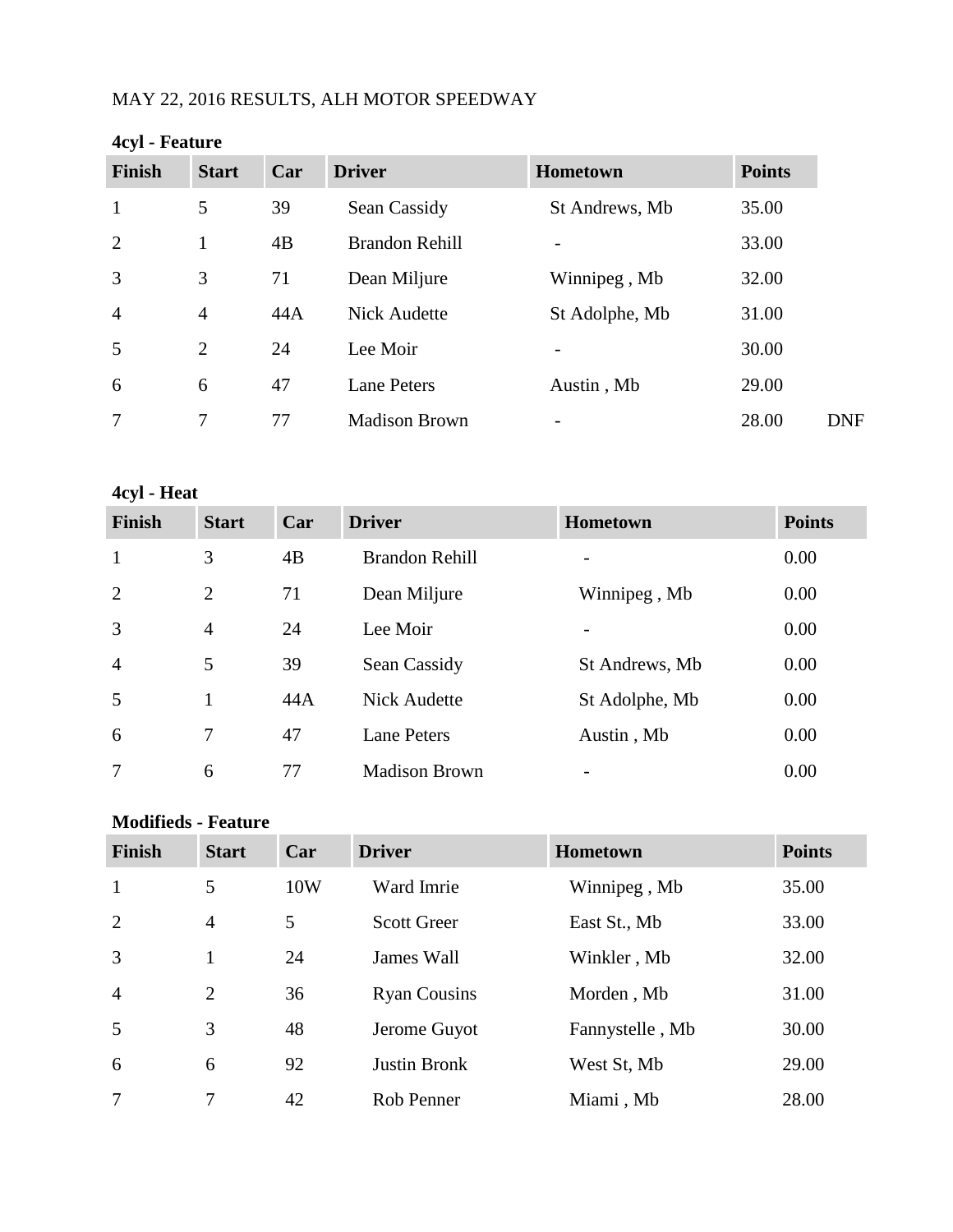MAY 22, 2016 RESULTS, ALH MOTOR SPEEDWAY

**4cyl - Feature**

| Finish | Start | Car | Driver | Hometown | Points | |
|---|---|---|---|---|---|---|
| 1 | 5 | 39 | Sean Cassidy | St Andrews, Mb | 35.00 | |
| 2 | 1 | 4B | Brandon Rehill | - | 33.00 | |
| 3 | 3 | 71 | Dean Miljure | Winnipeg , Mb | 32.00 | |
| 4 | 4 | 44A | Nick Audette | St Adolphe, Mb | 31.00 | |
| 5 | 2 | 24 | Lee Moir | - | 30.00 | |
| 6 | 6 | 47 | Lane Peters | Austin , Mb | 29.00 | |
| 7 | 7 | 77 | Madison Brown | - | 28.00 | DNF |

**4cyl - Heat**

| Finish | Start | Car | Driver | Hometown | Points |
|---|---|---|---|---|---|
| 1 | 3 | 4B | Brandon Rehill | - | 0.00 |
| 2 | 2 | 71 | Dean Miljure | Winnipeg , Mb | 0.00 |
| 3 | 4 | 24 | Lee Moir | - | 0.00 |
| 4 | 5 | 39 | Sean Cassidy | St Andrews, Mb | 0.00 |
| 5 | 1 | 44A | Nick Audette | St Adolphe, Mb | 0.00 |
| 6 | 7 | 47 | Lane Peters | Austin , Mb | 0.00 |
| 7 | 6 | 77 | Madison Brown | - | 0.00 |

**Modifieds - Feature**

| Finish | Start | Car | Driver | Hometown | Points |
|---|---|---|---|---|---|
| 1 | 5 | 10W | Ward Imrie | Winnipeg , Mb | 35.00 |
| 2 | 4 | 5 | Scott Greer | East St., Mb | 33.00 |
| 3 | 1 | 24 | James Wall | Winkler , Mb | 32.00 |
| 4 | 2 | 36 | Ryan Cousins | Morden , Mb | 31.00 |
| 5 | 3 | 48 | Jerome Guyot | Fannystelle , Mb | 30.00 |
| 6 | 6 | 92 | Justin Bronk | West St, Mb | 29.00 |
| 7 | 7 | 42 | Rob Penner | Miami , Mb | 28.00 |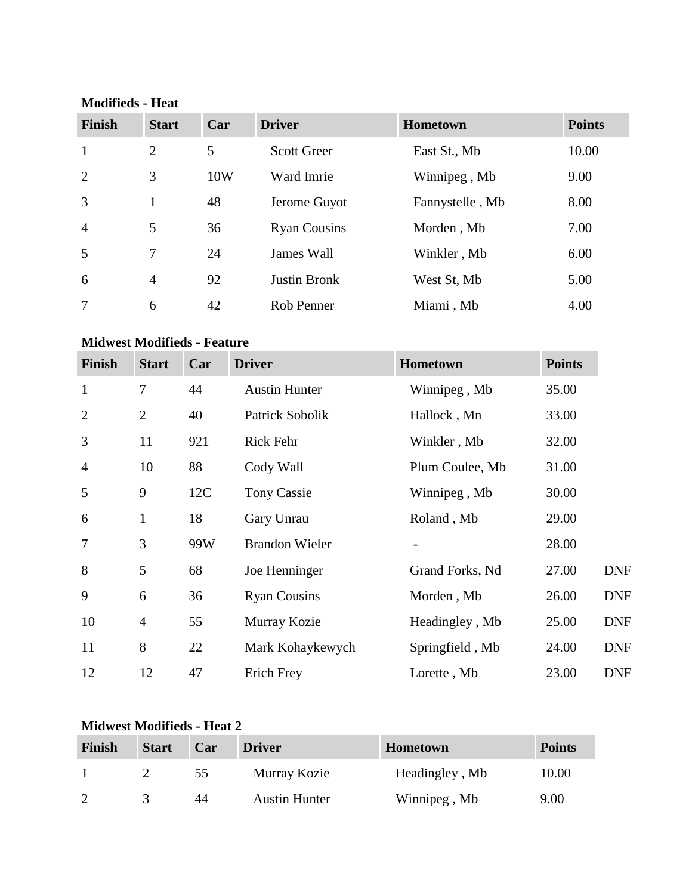**Modifieds - Heat**

| Finish | Start | Car | Driver | Hometown | Points |
|---|---|---|---|---|---|
| 1 | 2 | 5 | Scott Greer | East St., Mb | 10.00 |
| 2 | 3 | 10W | Ward Imrie | Winnipeg , Mb | 9.00 |
| 3 | 1 | 48 | Jerome Guyot | Fannystelle , Mb | 8.00 |
| 4 | 5 | 36 | Ryan Cousins | Morden , Mb | 7.00 |
| 5 | 7 | 24 | James Wall | Winkler , Mb | 6.00 |
| 6 | 4 | 92 | Justin Bronk | West St, Mb | 5.00 |
| 7 | 6 | 42 | Rob Penner | Miami , Mb | 4.00 |

**Midwest Modifieds - Feature**

| Finish | Start | Car | Driver | Hometown | Points | |
|---|---|---|---|---|---|---|
| 1 | 7 | 44 | Austin Hunter | Winnipeg , Mb | 35.00 | |
| 2 | 2 | 40 | Patrick Sobolik | Hallock , Mn | 33.00 | |
| 3 | 11 | 921 | Rick Fehr | Winkler , Mb | 32.00 | |
| 4 | 10 | 88 | Cody Wall | Plum Coulee, Mb | 31.00 | |
| 5 | 9 | 12C | Tony Cassie | Winnipeg , Mb | 30.00 | |
| 6 | 1 | 18 | Gary Unrau | Roland , Mb | 29.00 | |
| 7 | 3 | 99W | Brandon Wieler | - | 28.00 | |
| 8 | 5 | 68 | Joe Henninger | Grand Forks, Nd | 27.00 | DNF |
| 9 | 6 | 36 | Ryan Cousins | Morden , Mb | 26.00 | DNF |
| 10 | 4 | 55 | Murray Kozie | Headingley , Mb | 25.00 | DNF |
| 11 | 8 | 22 | Mark Kohaykewych | Springfield , Mb | 24.00 | DNF |
| 12 | 12 | 47 | Erich Frey | Lorette , Mb | 23.00 | DNF |

**Midwest Modifieds - Heat 2**

| Finish | Start | Car | Driver | Hometown | Points |
|---|---|---|---|---|---|
| 1 | 2 | 55 | Murray Kozie | Headingley , Mb | 10.00 |
| 2 | 3 | 44 | Austin Hunter | Winnipeg , Mb | 9.00 |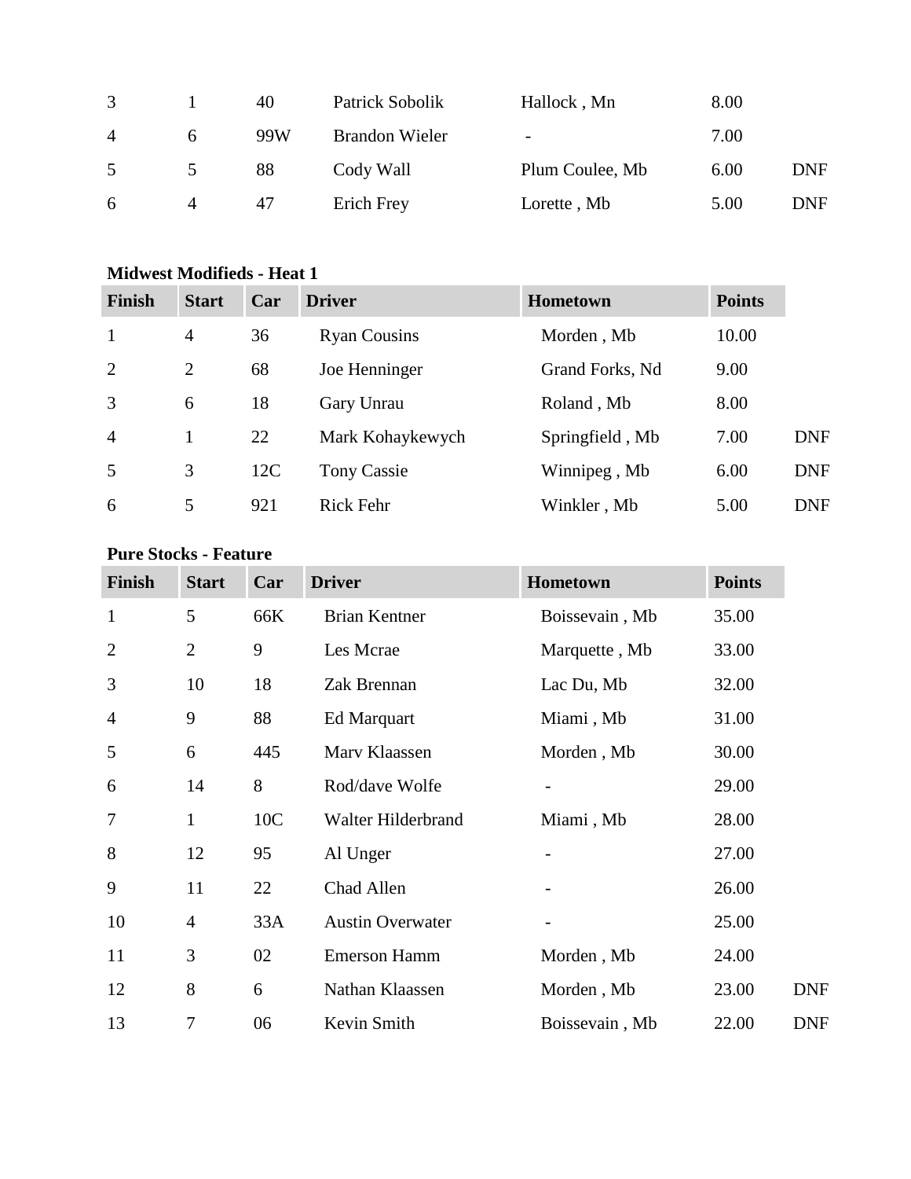| Finish | Start | Car | Driver | Hometown | Points | |
|---|---|---|---|---|---|---|
| 3 | 1 | 40 | Patrick Sobolik | Hallock , Mn | 8.00 | |
| 4 | 6 | 99W | Brandon Wieler | - | 7.00 | |
| 5 | 5 | 88 | Cody Wall | Plum Coulee, Mb | 6.00 | DNF |
| 6 | 4 | 47 | Erich Frey | Lorette , Mb | 5.00 | DNF |

**Midwest Modifieds - Heat 1**

| Finish | Start | Car | Driver | Hometown | Points | |
|---|---|---|---|---|---|---|
| 1 | 4 | 36 | Ryan Cousins | Morden , Mb | 10.00 | |
| 2 | 2 | 68 | Joe Henninger | Grand Forks, Nd | 9.00 | |
| 3 | 6 | 18 | Gary Unrau | Roland , Mb | 8.00 | |
| 4 | 1 | 22 | Mark Kohaykewych | Springfield , Mb | 7.00 | DNF |
| 5 | 3 | 12C | Tony Cassie | Winnipeg , Mb | 6.00 | DNF |
| 6 | 5 | 921 | Rick Fehr | Winkler , Mb | 5.00 | DNF |

**Pure Stocks - Feature**

| Finish | Start | Car | Driver | Hometown | Points | |
|---|---|---|---|---|---|---|
| 1 | 5 | 66K | Brian Kentner | Boissevain , Mb | 35.00 | |
| 2 | 2 | 9 | Les Mcrae | Marquette , Mb | 33.00 | |
| 3 | 10 | 18 | Zak Brennan | Lac Du, Mb | 32.00 | |
| 4 | 9 | 88 | Ed Marquart | Miami , Mb | 31.00 | |
| 5 | 6 | 445 | Marv Klaassen | Morden , Mb | 30.00 | |
| 6 | 14 | 8 | Rod/dave Wolfe | - | 29.00 | |
| 7 | 1 | 10C | Walter Hilderbrand | Miami , Mb | 28.00 | |
| 8 | 12 | 95 | Al Unger | - | 27.00 | |
| 9 | 11 | 22 | Chad Allen | - | 26.00 | |
| 10 | 4 | 33A | Austin Overwater | - | 25.00 | |
| 11 | 3 | 02 | Emerson Hamm | Morden , Mb | 24.00 | |
| 12 | 8 | 6 | Nathan Klaassen | Morden , Mb | 23.00 | DNF |
| 13 | 7 | 06 | Kevin Smith | Boissevain , Mb | 22.00 | DNF |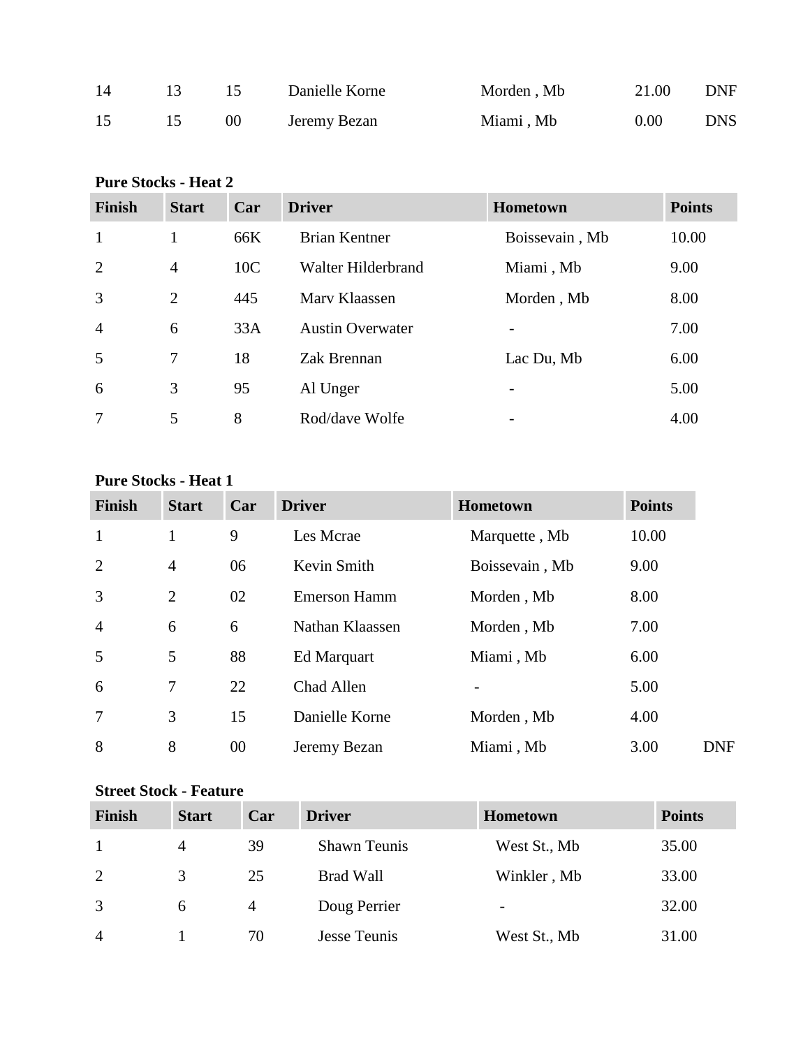| | | | | | | |
|---|---|---|---|---|---|---|
| 14 | 13 | 15 | Danielle Korne | Morden , Mb | 21.00 | DNF |
| 15 | 15 | 00 | Jeremy Bezan | Miami , Mb | 0.00 | DNS |

**Pure Stocks - Heat 2**

| Finish | Start | Car | Driver | Hometown | Points |
|---|---|---|---|---|---|
| 1 | 1 | 66K | Brian Kentner | Boissevain , Mb | 10.00 |
| 2 | 4 | 10C | Walter Hilderbrand | Miami , Mb | 9.00 |
| 3 | 2 | 445 | Marv Klaassen | Morden , Mb | 8.00 |
| 4 | 6 | 33A | Austin Overwater | - | 7.00 |
| 5 | 7 | 18 | Zak Brennan | Lac Du, Mb | 6.00 |
| 6 | 3 | 95 | Al Unger | - | 5.00 |
| 7 | 5 | 8 | Rod/dave Wolfe | - | 4.00 |

**Pure Stocks - Heat 1**

| Finish | Start | Car | Driver | Hometown | Points | |
|---|---|---|---|---|---|---|
| 1 | 1 | 9 | Les Mcrae | Marquette , Mb | 10.00 | |
| 2 | 4 | 06 | Kevin Smith | Boissevain , Mb | 9.00 | |
| 3 | 2 | 02 | Emerson Hamm | Morden , Mb | 8.00 | |
| 4 | 6 | 6 | Nathan Klaassen | Morden , Mb | 7.00 | |
| 5 | 5 | 88 | Ed Marquart | Miami , Mb | 6.00 | |
| 6 | 7 | 22 | Chad Allen | - | 5.00 | |
| 7 | 3 | 15 | Danielle Korne | Morden , Mb | 4.00 | |
| 8 | 8 | 00 | Jeremy Bezan | Miami , Mb | 3.00 | DNF |

**Street Stock - Feature**

| Finish | Start | Car | Driver | Hometown | Points |
|---|---|---|---|---|---|
| 1 | 4 | 39 | Shawn Teunis | West St., Mb | 35.00 |
| 2 | 3 | 25 | Brad Wall | Winkler , Mb | 33.00 |
| 3 | 6 | 4 | Doug Perrier | - | 32.00 |
| 4 | 1 | 70 | Jesse Teunis | West St., Mb | 31.00 |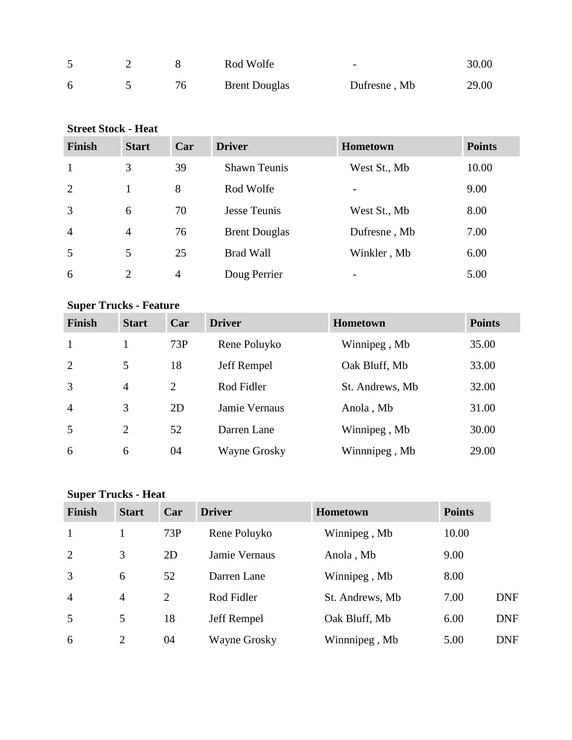| | | | | | |
|---|---|---|---|---|---|
| 5 | 2 | 8 | Rod Wolfe | - | 30.00 |
| 6 | 5 | 76 | Brent Douglas | Dufresne , Mb | 29.00 |

**Street Stock - Heat**

| Finish | Start | Car | Driver | Hometown | Points |
|---|---|---|---|---|---|
| 1 | 3 | 39 | Shawn Teunis | West St., Mb | 10.00 |
| 2 | 1 | 8 | Rod Wolfe | - | 9.00 |
| 3 | 6 | 70 | Jesse Teunis | West St., Mb | 8.00 |
| 4 | 4 | 76 | Brent Douglas | Dufresne , Mb | 7.00 |
| 5 | 5 | 25 | Brad Wall | Winkler , Mb | 6.00 |
| 6 | 2 | 4 | Doug Perrier | - | 5.00 |

**Super Trucks - Feature**

| Finish | Start | Car | Driver | Hometown | Points |
|---|---|---|---|---|---|
| 1 | 1 | 73P | Rene Poluyko | Winnipeg , Mb | 35.00 |
| 2 | 5 | 18 | Jeff Rempel | Oak Bluff, Mb | 33.00 |
| 3 | 4 | 2 | Rod Fidler | St. Andrews, Mb | 32.00 |
| 4 | 3 | 2D | Jamie Vernaus | Anola , Mb | 31.00 |
| 5 | 2 | 52 | Darren Lane | Winnipeg , Mb | 30.00 |
| 6 | 6 | 04 | Wayne Grosky | Winnnipeg , Mb | 29.00 |

**Super Trucks - Heat**

| Finish | Start | Car | Driver | Hometown | Points | |
|---|---|---|---|---|---|---|
| 1 | 1 | 73P | Rene Poluyko | Winnipeg , Mb | 10.00 | |
| 2 | 3 | 2D | Jamie Vernaus | Anola , Mb | 9.00 | |
| 3 | 6 | 52 | Darren Lane | Winnipeg , Mb | 8.00 | |
| 4 | 4 | 2 | Rod Fidler | St. Andrews, Mb | 7.00 | DNF |
| 5 | 5 | 18 | Jeff Rempel | Oak Bluff, Mb | 6.00 | DNF |
| 6 | 2 | 04 | Wayne Grosky | Winnnipeg , Mb | 5.00 | DNF |